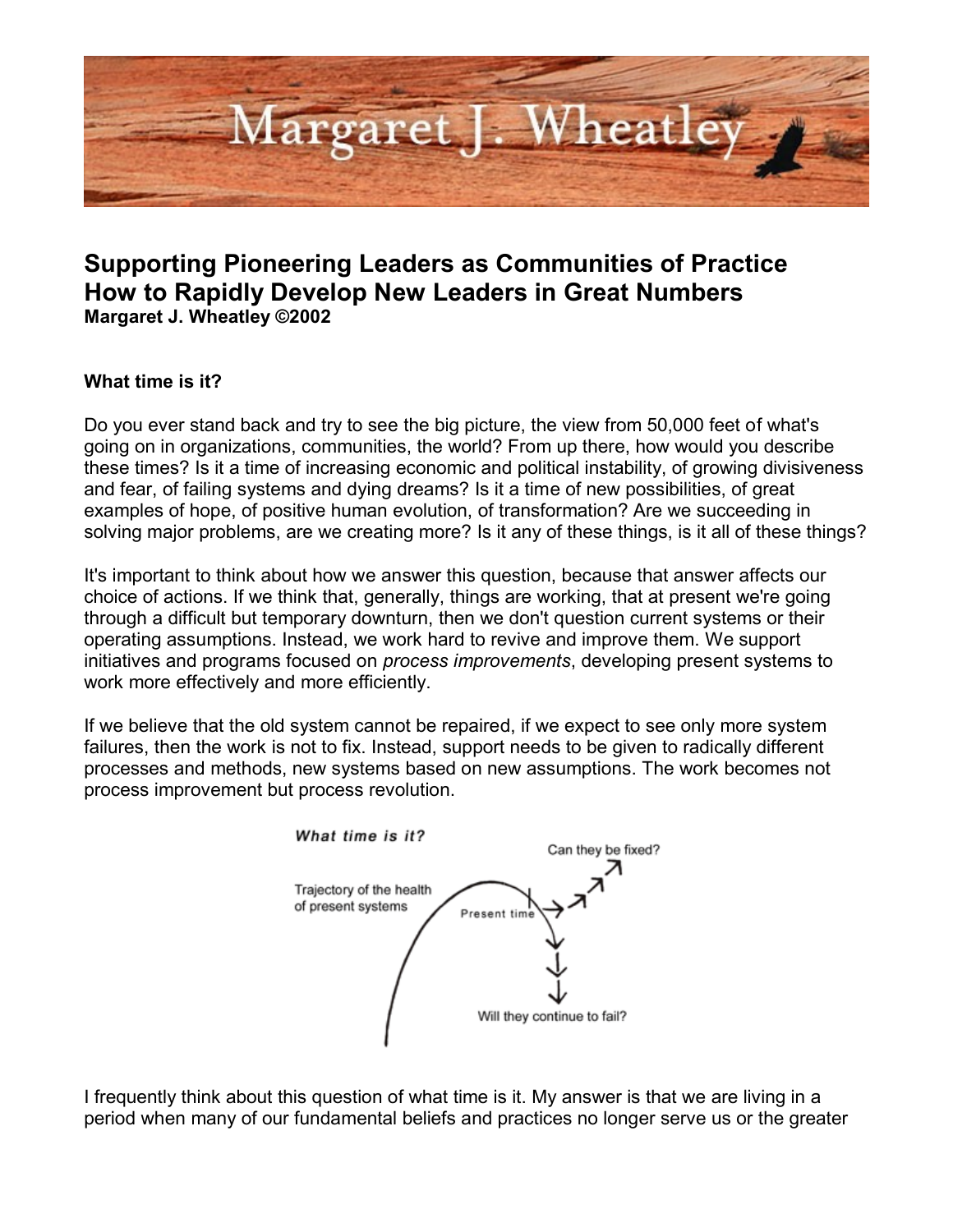# Supporting Pioneering Leaders as Communities of Practice
## How to Rapidly Develop New Leaders in Great Numbers

**Margaret J. Wheatley ©2002**

### What time is it?

Do you ever stand back and try to see the big picture, the view from 50,000 feet of what's going on in organizations, communities, the world? From up there, how would you describe these times? Is it a time of increasing economic and political instability, of growing divisiveness and fear, of failing systems and dying dreams? Is it a time of new possibilities, of great examples of hope, of positive human evolution, of transformation? Are we succeeding in solving major problems, are we creating more? Is it any of these things, is it all of these things?

It's important to think about how we answer this question, because that answer affects our choice of actions. If we think that, generally, things are working, that at present we're going through a difficult but temporary downturn, then we don't question current systems or their operating assumptions. Instead, we work hard to revive and improve them. We support initiatives and programs focused on *process improvements*, developing present systems to work more effectively and more efficiently.

If we believe that the old system cannot be repaired, if we expect to see only more system failures, then the work is not to fix. Instead, support needs to be given to radically different processes and methods, new systems based on new assumptions. The work becomes not process improvement but process revolution.

I frequently think about this question of what time is it. My answer is that we are living in a period when many of our fundamental beliefs and practices no longer serve us or the greater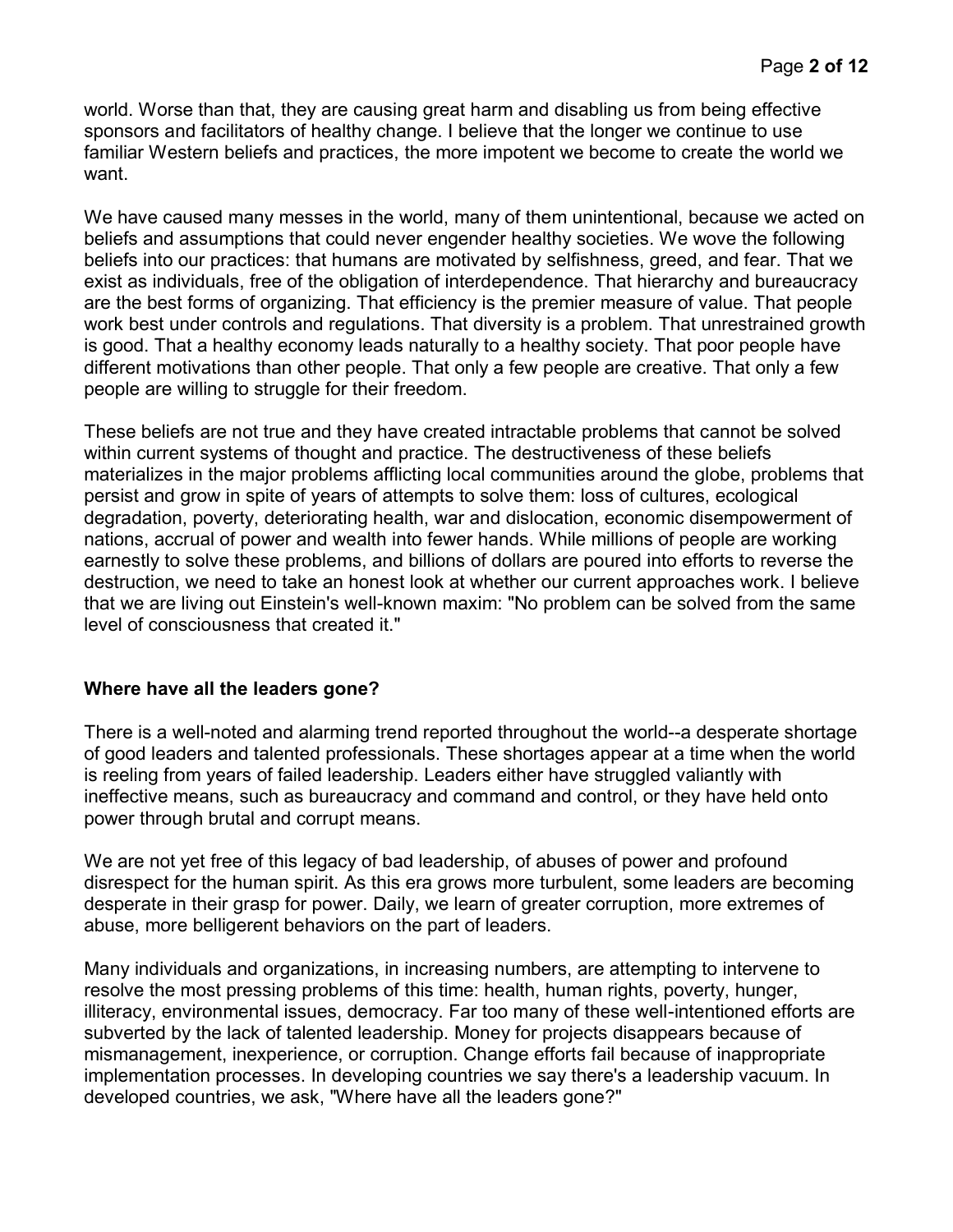world. Worse than that, they are causing great harm and disabling us from being effective sponsors and facilitators of healthy change. I believe that the longer we continue to use familiar Western beliefs and practices, the more impotent we become to create the world we want.

We have caused many messes in the world, many of them unintentional, because we acted on beliefs and assumptions that could never engender healthy societies. We wove the following beliefs into our practices: that humans are motivated by selfishness, greed, and fear. That we exist as individuals, free of the obligation of interdependence. That hierarchy and bureaucracy are the best forms of organizing. That efficiency is the premier measure of value. That people work best under controls and regulations. That diversity is a problem. That unrestrained growth is good. That a healthy economy leads naturally to a healthy society. That poor people have different motivations than other people. That only a few people are creative. That only a few people are willing to struggle for their freedom.

These beliefs are not true and they have created intractable problems that cannot be solved within current systems of thought and practice. The destructiveness of these beliefs materializes in the major problems afflicting local communities around the globe, problems that persist and grow in spite of years of attempts to solve them: loss of cultures, ecological degradation, poverty, deteriorating health, war and dislocation, economic disempowerment of nations, accrual of power and wealth into fewer hands. While millions of people are working earnestly to solve these problems, and billions of dollars are poured into efforts to reverse the destruction, we need to take an honest look at whether our current approaches work. I believe that we are living out Einstein's well-known maxim: "No problem can be solved from the same level of consciousness that created it."

**Where have all the leaders gone?**

There is a well-noted and alarming trend reported throughout the world--a desperate shortage of good leaders and talented professionals. These shortages appear at a time when the world is reeling from years of failed leadership. Leaders either have struggled valiantly with ineffective means, such as bureaucracy and command and control, or they have held onto power through brutal and corrupt means.

We are not yet free of this legacy of bad leadership, of abuses of power and profound disrespect for the human spirit. As this era grows more turbulent, some leaders are becoming desperate in their grasp for power. Daily, we learn of greater corruption, more extremes of abuse, more belligerent behaviors on the part of leaders.

Many individuals and organizations, in increasing numbers, are attempting to intervene to resolve the most pressing problems of this time: health, human rights, poverty, hunger, illiteracy, environmental issues, democracy. Far too many of these well-intentioned efforts are subverted by the lack of talented leadership. Money for projects disappears because of mismanagement, inexperience, or corruption. Change efforts fail because of inappropriate implementation processes. In developing countries we say there's a leadership vacuum. In developed countries, we ask, "Where have all the leaders gone?"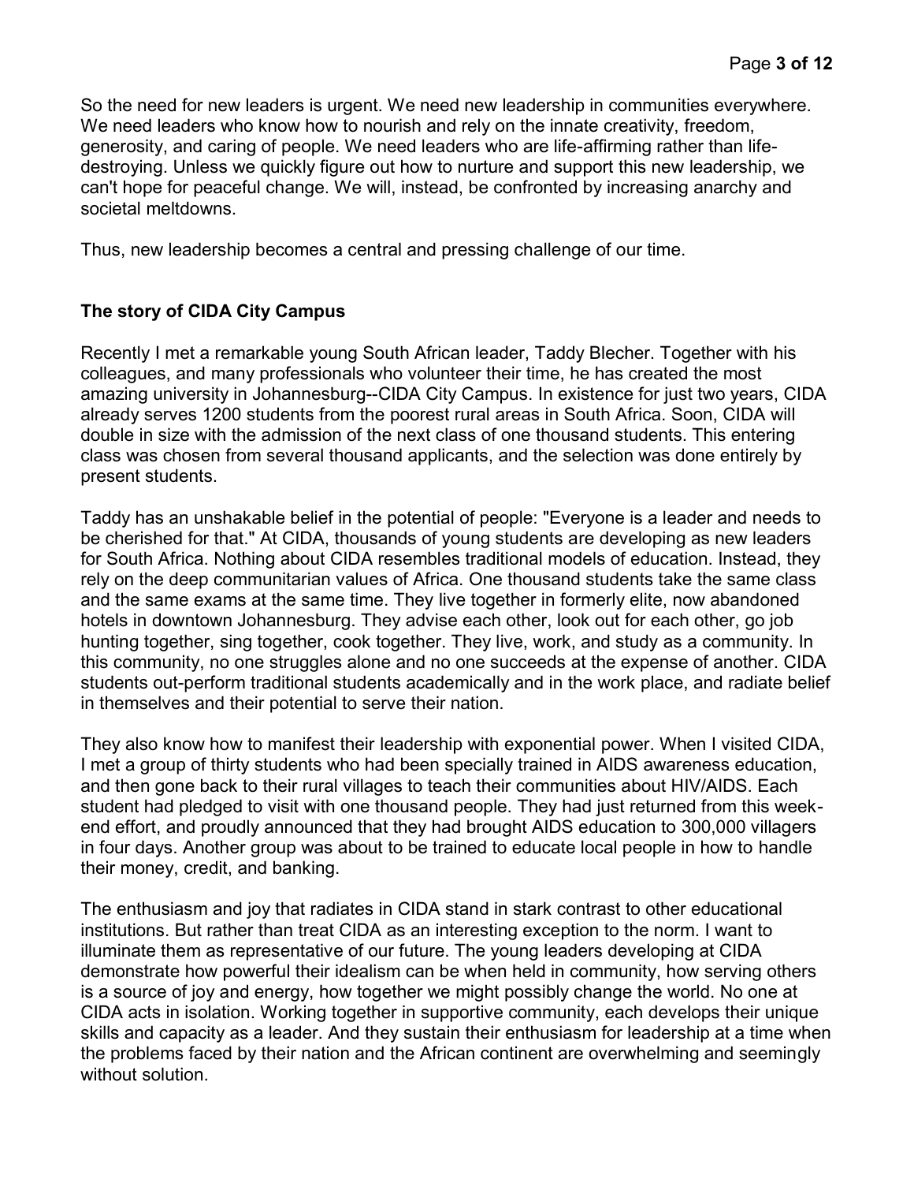So the need for new leaders is urgent. We need new leadership in communities everywhere. We need leaders who know how to nourish and rely on the innate creativity, freedom, generosity, and caring of people. We need leaders who are life-affirming rather than life-destroying. Unless we quickly figure out how to nurture and support this new leadership, we can't hope for peaceful change. We will, instead, be confronted by increasing anarchy and societal meltdowns.

Thus, new leadership becomes a central and pressing challenge of our time.

## The story of CIDA City Campus

Recently I met a remarkable young South African leader, Taddy Blecher. Together with his colleagues, and many professionals who volunteer their time, he has created the most amazing university in Johannesburg--CIDA City Campus. In existence for just two years, CIDA already serves 1200 students from the poorest rural areas in South Africa. Soon, CIDA will double in size with the admission of the next class of one thousand students. This entering class was chosen from several thousand applicants, and the selection was done entirely by present students.

Taddy has an unshakable belief in the potential of people: "Everyone is a leader and needs to be cherished for that." At CIDA, thousands of young students are developing as new leaders for South Africa. Nothing about CIDA resembles traditional models of education. Instead, they rely on the deep communitarian values of Africa. One thousand students take the same class and the same exams at the same time. They live together in formerly elite, now abandoned hotels in downtown Johannesburg. They advise each other, look out for each other, go job hunting together, sing together, cook together. They live, work, and study as a community. In this community, no one struggles alone and no one succeeds at the expense of another. CIDA students out-perform traditional students academically and in the work place, and radiate belief in themselves and their potential to serve their nation.

They also know how to manifest their leadership with exponential power. When I visited CIDA, I met a group of thirty students who had been specially trained in AIDS awareness education, and then gone back to their rural villages to teach their communities about HIV/AIDS. Each student had pledged to visit with one thousand people. They had just returned from this week-end effort, and proudly announced that they had brought AIDS education to 300,000 villagers in four days. Another group was about to be trained to educate local people in how to handle their money, credit, and banking.

The enthusiasm and joy that radiates in CIDA stand in stark contrast to other educational institutions. But rather than treat CIDA as an interesting exception to the norm. I want to illuminate them as representative of our future. The young leaders developing at CIDA demonstrate how powerful their idealism can be when held in community, how serving others is a source of joy and energy, how together we might possibly change the world. No one at CIDA acts in isolation. Working together in supportive community, each develops their unique skills and capacity as a leader. And they sustain their enthusiasm for leadership at a time when the problems faced by their nation and the African continent are overwhelming and seemingly without solution.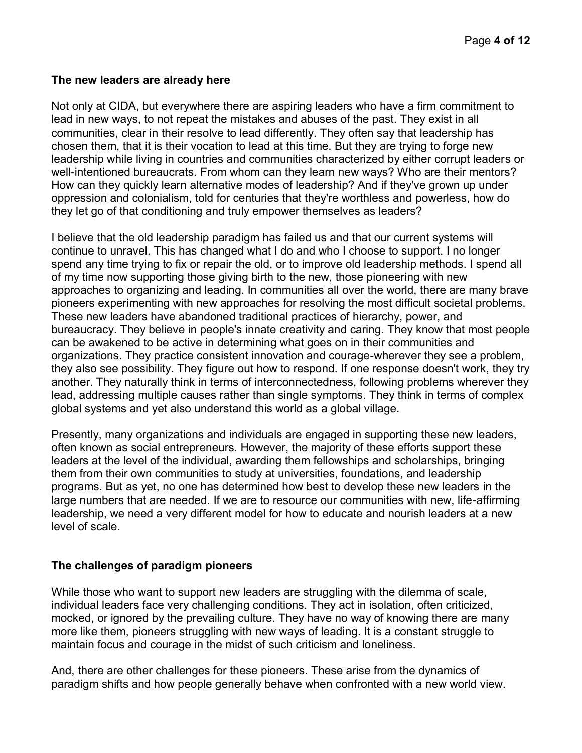## The new leaders are already here

Not only at CIDA, but everywhere there are aspiring leaders who have a firm commitment to lead in new ways, to not repeat the mistakes and abuses of the past. They exist in all communities, clear in their resolve to lead differently. They often say that leadership has chosen them, that it is their vocation to lead at this time. But they are trying to forge new leadership while living in countries and communities characterized by either corrupt leaders or well-intentioned bureaucrats. From whom can they learn new ways? Who are their mentors? How can they quickly learn alternative modes of leadership? And if they've grown up under oppression and colonialism, told for centuries that they're worthless and powerless, how do they let go of that conditioning and truly empower themselves as leaders?

I believe that the old leadership paradigm has failed us and that our current systems will continue to unravel. This has changed what I do and who I choose to support. I no longer spend any time trying to fix or repair the old, or to improve old leadership methods. I spend all of my time now supporting those giving birth to the new, those pioneering with new approaches to organizing and leading. In communities all over the world, there are many brave pioneers experimenting with new approaches for resolving the most difficult societal problems. These new leaders have abandoned traditional practices of hierarchy, power, and bureaucracy. They believe in people's innate creativity and caring. They know that most people can be awakened to be active in determining what goes on in their communities and organizations. They practice consistent innovation and courage-wherever they see a problem, they also see possibility. They figure out how to respond. If one response doesn't work, they try another. They naturally think in terms of interconnectedness, following problems wherever they lead, addressing multiple causes rather than single symptoms. They think in terms of complex global systems and yet also understand this world as a global village.

Presently, many organizations and individuals are engaged in supporting these new leaders, often known as social entrepreneurs. However, the majority of these efforts support these leaders at the level of the individual, awarding them fellowships and scholarships, bringing them from their own communities to study at universities, foundations, and leadership programs. But as yet, no one has determined how best to develop these new leaders in the large numbers that are needed. If we are to resource our communities with new, life-affirming leadership, we need a very different model for how to educate and nourish leaders at a new level of scale.

## The challenges of paradigm pioneers

While those who want to support new leaders are struggling with the dilemma of scale, individual leaders face very challenging conditions. They act in isolation, often criticized, mocked, or ignored by the prevailing culture. They have no way of knowing there are many more like them, pioneers struggling with new ways of leading. It is a constant struggle to maintain focus and courage in the midst of such criticism and loneliness.

And, there are other challenges for these pioneers. These arise from the dynamics of paradigm shifts and how people generally behave when confronted with a new world view.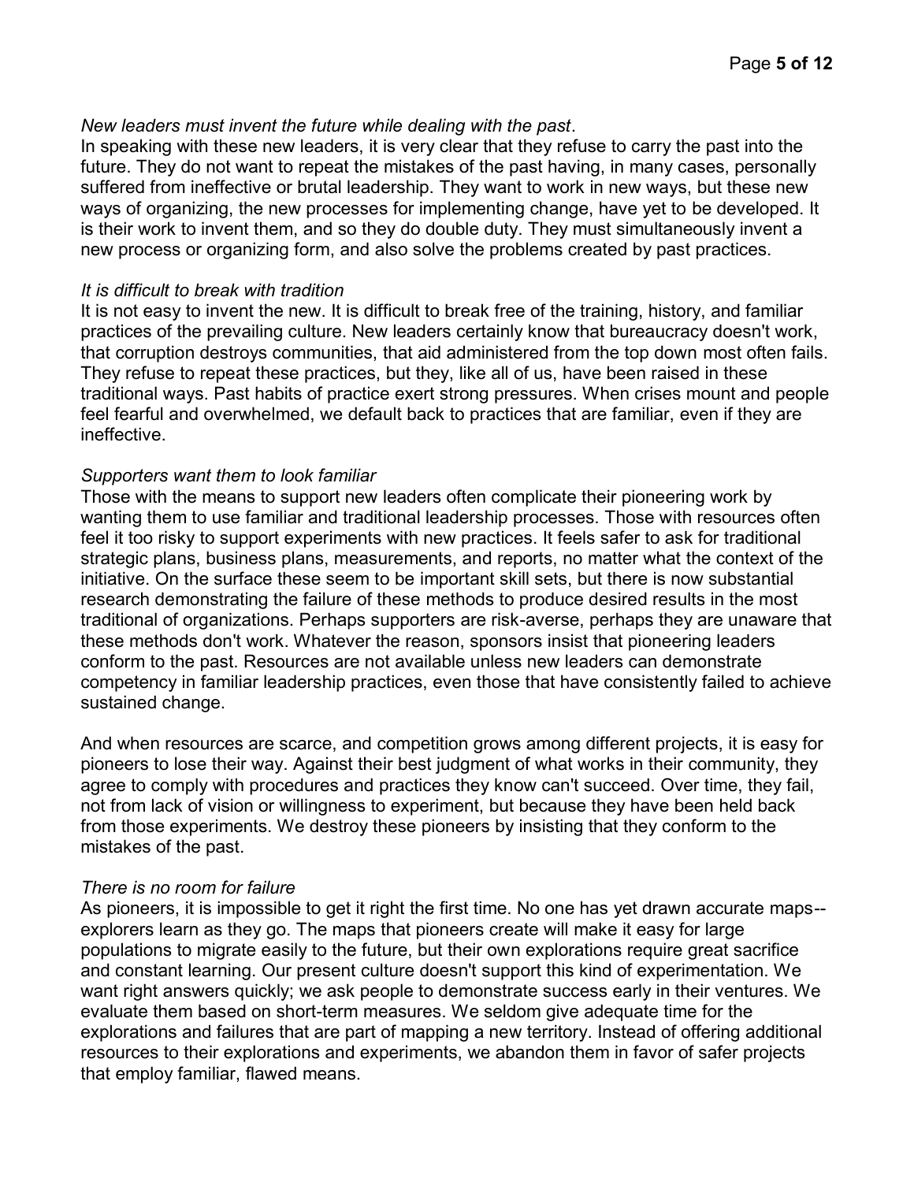*New leaders must invent the future while dealing with the past*.

In speaking with these new leaders, it is very clear that they refuse to carry the past into the future. They do not want to repeat the mistakes of the past having, in many cases, personally suffered from ineffective or brutal leadership. They want to work in new ways, but these new ways of organizing, the new processes for implementing change, have yet to be developed. It is their work to invent them, and so they do double duty. They must simultaneously invent a new process or organizing form, and also solve the problems created by past practices.

*It is difficult to break with tradition*

It is not easy to invent the new. It is difficult to break free of the training, history, and familiar practices of the prevailing culture. New leaders certainly know that bureaucracy doesn't work, that corruption destroys communities, that aid administered from the top down most often fails. They refuse to repeat these practices, but they, like all of us, have been raised in these traditional ways. Past habits of practice exert strong pressures. When crises mount and people feel fearful and overwhelmed, we default back to practices that are familiar, even if they are ineffective.

*Supporters want them to look familiar*

Those with the means to support new leaders often complicate their pioneering work by wanting them to use familiar and traditional leadership processes. Those with resources often feel it too risky to support experiments with new practices. It feels safer to ask for traditional strategic plans, business plans, measurements, and reports, no matter what the context of the initiative. On the surface these seem to be important skill sets, but there is now substantial research demonstrating the failure of these methods to produce desired results in the most traditional of organizations. Perhaps supporters are risk-averse, perhaps they are unaware that these methods don't work. Whatever the reason, sponsors insist that pioneering leaders conform to the past. Resources are not available unless new leaders can demonstrate competency in familiar leadership practices, even those that have consistently failed to achieve sustained change.

And when resources are scarce, and competition grows among different projects, it is easy for pioneers to lose their way. Against their best judgment of what works in their community, they agree to comply with procedures and practices they know can't succeed. Over time, they fail, not from lack of vision or willingness to experiment, but because they have been held back from those experiments. We destroy these pioneers by insisting that they conform to the mistakes of the past.

*There is no room for failure*

As pioneers, it is impossible to get it right the first time. No one has yet drawn accurate maps--explorers learn as they go. The maps that pioneers create will make it easy for large populations to migrate easily to the future, but their own explorations require great sacrifice and constant learning. Our present culture doesn't support this kind of experimentation. We want right answers quickly; we ask people to demonstrate success early in their ventures. We evaluate them based on short-term measures. We seldom give adequate time for the explorations and failures that are part of mapping a new territory. Instead of offering additional resources to their explorations and experiments, we abandon them in favor of safer projects that employ familiar, flawed means.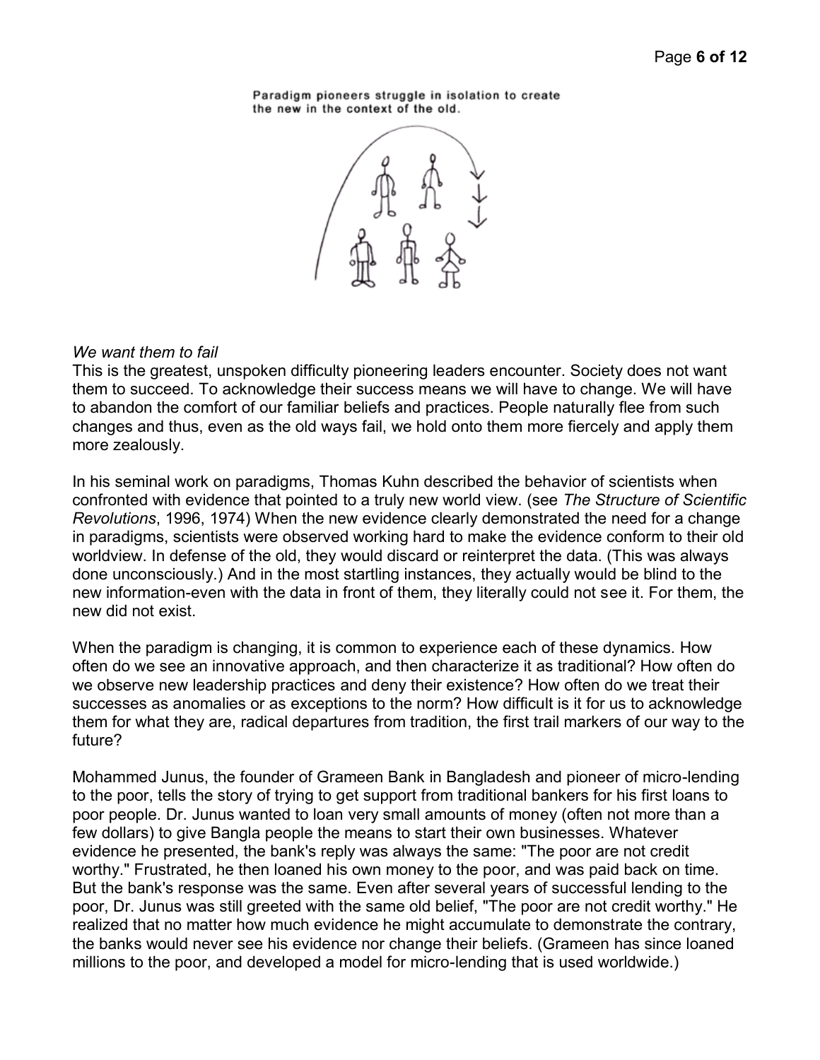Paradigm pioneers struggle in isolation to create the new in the context of the old.

*We want them to fail*

This is the greatest, unspoken difficulty pioneering leaders encounter. Society does not want them to succeed. To acknowledge their success means we will have to change. We will have to abandon the comfort of our familiar beliefs and practices. People naturally flee from such changes and thus, even as the old ways fail, we hold onto them more fiercely and apply them more zealously.

In his seminal work on paradigms, Thomas Kuhn described the behavior of scientists when confronted with evidence that pointed to a truly new world view. (see *The Structure of Scientific Revolutions*, 1996, 1974) When the new evidence clearly demonstrated the need for a change in paradigms, scientists were observed working hard to make the evidence conform to their old worldview. In defense of the old, they would discard or reinterpret the data. (This was always done unconsciously.) And in the most startling instances, they actually would be blind to the new information-even with the data in front of them, they literally could not see it. For them, the new did not exist.

When the paradigm is changing, it is common to experience each of these dynamics. How often do we see an innovative approach, and then characterize it as traditional? How often do we observe new leadership practices and deny their existence? How often do we treat their successes as anomalies or as exceptions to the norm? How difficult is it for us to acknowledge them for what they are, radical departures from tradition, the first trail markers of our way to the future?

Mohammed Junus, the founder of Grameen Bank in Bangladesh and pioneer of micro-lending to the poor, tells the story of trying to get support from traditional bankers for his first loans to poor people. Dr. Junus wanted to loan very small amounts of money (often not more than a few dollars) to give Bangla people the means to start their own businesses. Whatever evidence he presented, the bank's reply was always the same: "The poor are not credit worthy." Frustrated, he then loaned his own money to the poor, and was paid back on time. But the bank's response was the same. Even after several years of successful lending to the poor, Dr. Junus was still greeted with the same old belief, "The poor are not credit worthy." He realized that no matter how much evidence he might accumulate to demonstrate the contrary, the banks would never see his evidence nor change their beliefs. (Grameen has since loaned millions to the poor, and developed a model for micro-lending that is used worldwide.)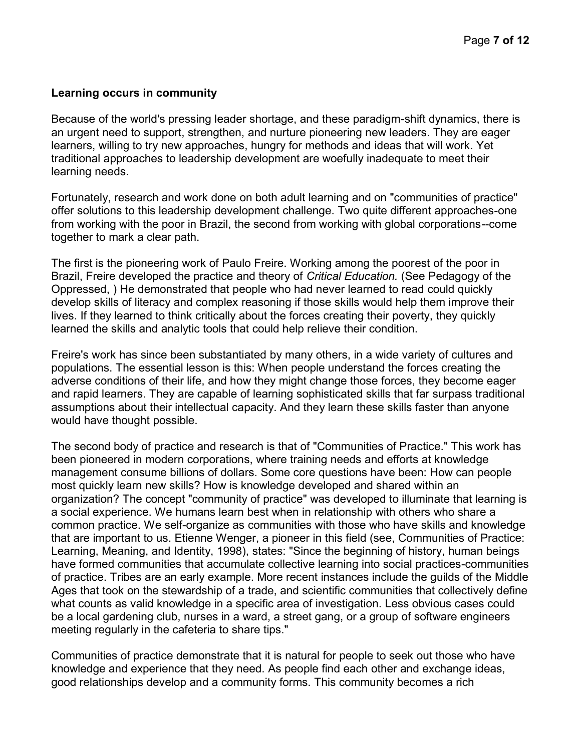**Learning occurs in community**

Because of the world's pressing leader shortage, and these paradigm-shift dynamics, there is an urgent need to support, strengthen, and nurture pioneering new leaders. They are eager learners, willing to try new approaches, hungry for methods and ideas that will work. Yet traditional approaches to leadership development are woefully inadequate to meet their learning needs.

Fortunately, research and work done on both adult learning and on "communities of practice" offer solutions to this leadership development challenge. Two quite different approaches-one from working with the poor in Brazil, the second from working with global corporations--come together to mark a clear path.

The first is the pioneering work of Paulo Freire. Working among the poorest of the poor in Brazil, Freire developed the practice and theory of *Critical Education.* (See Pedagogy of the Oppressed, ) He demonstrated that people who had never learned to read could quickly develop skills of literacy and complex reasoning if those skills would help them improve their lives. If they learned to think critically about the forces creating their poverty, they quickly learned the skills and analytic tools that could help relieve their condition.

Freire's work has since been substantiated by many others, in a wide variety of cultures and populations. The essential lesson is this: When people understand the forces creating the adverse conditions of their life, and how they might change those forces, they become eager and rapid learners. They are capable of learning sophisticated skills that far surpass traditional assumptions about their intellectual capacity. And they learn these skills faster than anyone would have thought possible.

The second body of practice and research is that of "Communities of Practice." This work has been pioneered in modern corporations, where training needs and efforts at knowledge management consume billions of dollars. Some core questions have been: How can people most quickly learn new skills? How is knowledge developed and shared within an organization? The concept "community of practice" was developed to illuminate that learning is a social experience. We humans learn best when in relationship with others who share a common practice. We self-organize as communities with those who have skills and knowledge that are important to us. Etienne Wenger, a pioneer in this field (see, Communities of Practice: Learning, Meaning, and Identity, 1998), states: "Since the beginning of history, human beings have formed communities that accumulate collective learning into social practices-communities of practice. Tribes are an early example. More recent instances include the guilds of the Middle Ages that took on the stewardship of a trade, and scientific communities that collectively define what counts as valid knowledge in a specific area of investigation. Less obvious cases could be a local gardening club, nurses in a ward, a street gang, or a group of software engineers meeting regularly in the cafeteria to share tips."

Communities of practice demonstrate that it is natural for people to seek out those who have knowledge and experience that they need. As people find each other and exchange ideas, good relationships develop and a community forms. This community becomes a rich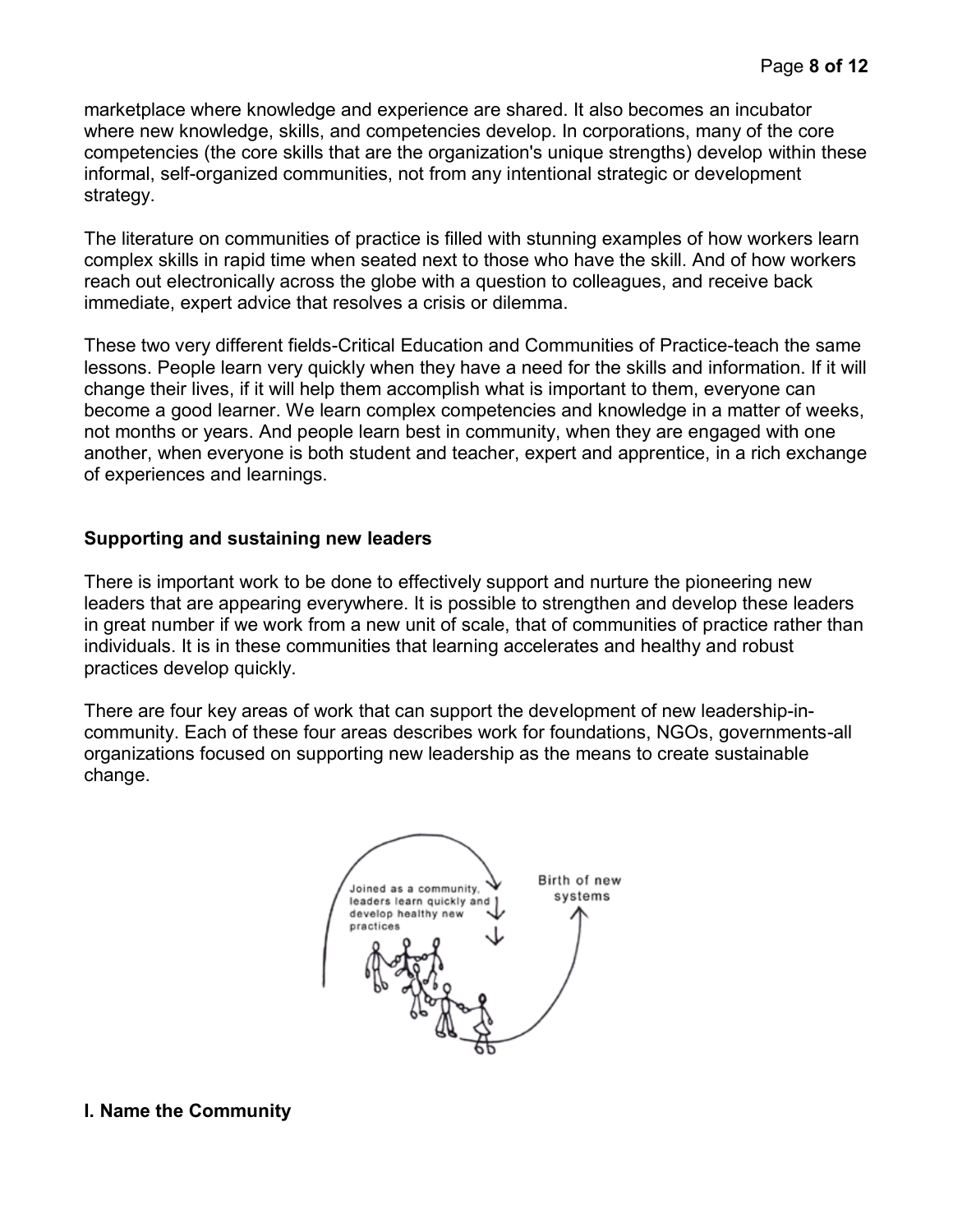marketplace where knowledge and experience are shared. It also becomes an incubator where new knowledge, skills, and competencies develop. In corporations, many of the core competencies (the core skills that are the organization's unique strengths) develop within these informal, self-organized communities, not from any intentional strategic or development strategy.

The literature on communities of practice is filled with stunning examples of how workers learn complex skills in rapid time when seated next to those who have the skill. And of how workers reach out electronically across the globe with a question to colleagues, and receive back immediate, expert advice that resolves a crisis or dilemma.

These two very different fields-Critical Education and Communities of Practice-teach the same lessons. People learn very quickly when they have a need for the skills and information. If it will change their lives, if it will help them accomplish what is important to them, everyone can become a good learner. We learn complex competencies and knowledge in a matter of weeks, not months or years. And people learn best in community, when they are engaged with one another, when everyone is both student and teacher, expert and apprentice, in a rich exchange of experiences and learnings.

## Supporting and sustaining new leaders

There is important work to be done to effectively support and nurture the pioneering new leaders that are appearing everywhere. It is possible to strengthen and develop these leaders in great number if we work from a new unit of scale, that of communities of practice rather than individuals. It is in these communities that learning accelerates and healthy and robust practices develop quickly.

There are four key areas of work that can support the development of new leadership-in-community. Each of these four areas describes work for foundations, NGOs, governments-all organizations focused on supporting new leadership as the means to create sustainable change.

Joined as a community, leaders learn quickly and develop healthy new practices

Birth of new systems

## I. Name the Community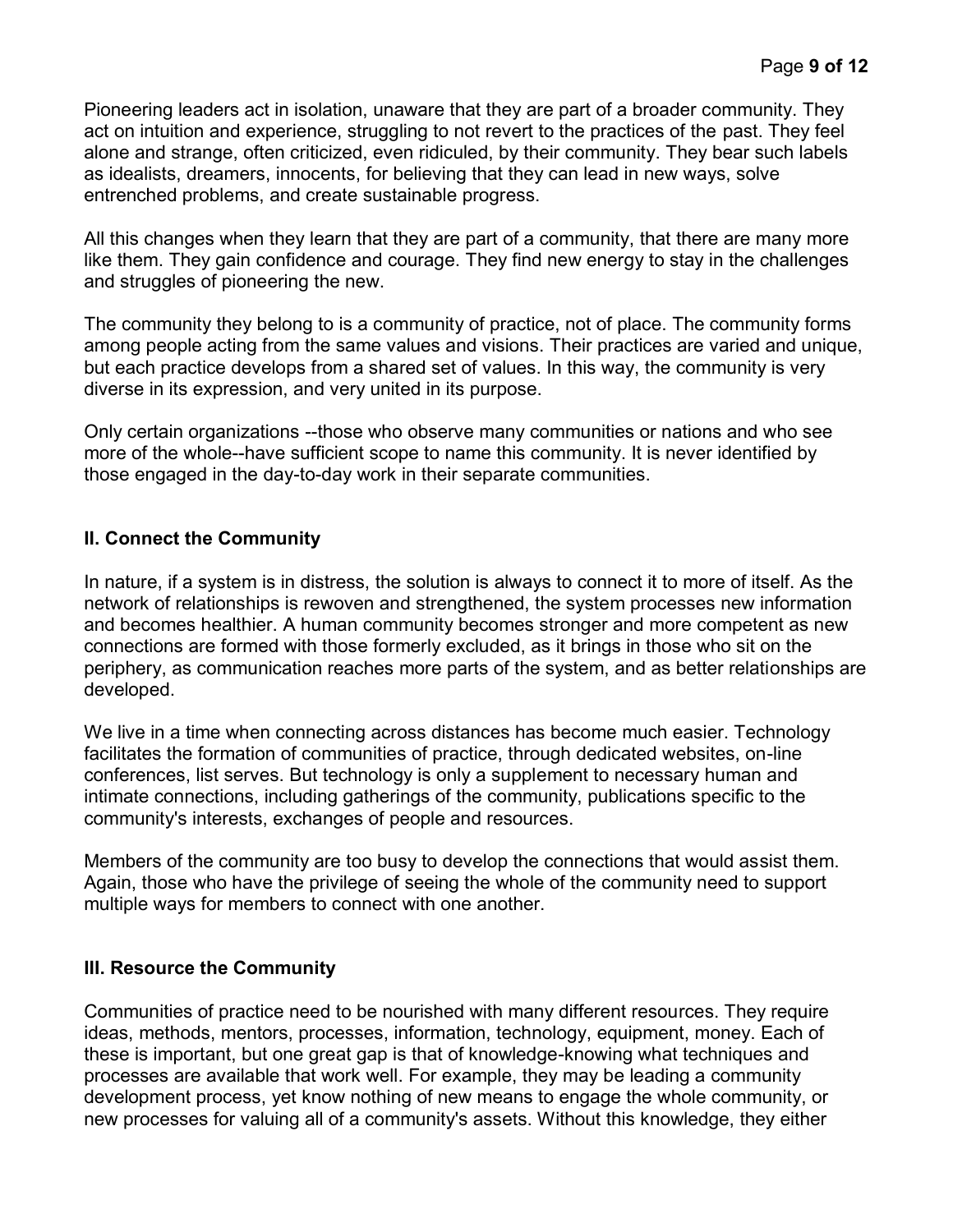Pioneering leaders act in isolation, unaware that they are part of a broader community. They act on intuition and experience, struggling to not revert to the practices of the past. They feel alone and strange, often criticized, even ridiculed, by their community. They bear such labels as idealists, dreamers, innocents, for believing that they can lead in new ways, solve entrenched problems, and create sustainable progress.

All this changes when they learn that they are part of a community, that there are many more like them. They gain confidence and courage. They find new energy to stay in the challenges and struggles of pioneering the new.

The community they belong to is a community of practice, not of place. The community forms among people acting from the same values and visions. Their practices are varied and unique, but each practice develops from a shared set of values. In this way, the community is very diverse in its expression, and very united in its purpose.

Only certain organizations --those who observe many communities or nations and who see more of the whole--have sufficient scope to name this community. It is never identified by those engaged in the day-to-day work in their separate communities.

### II. Connect the Community

In nature, if a system is in distress, the solution is always to connect it to more of itself. As the network of relationships is rewoven and strengthened, the system processes new information and becomes healthier. A human community becomes stronger and more competent as new connections are formed with those formerly excluded, as it brings in those who sit on the periphery, as communication reaches more parts of the system, and as better relationships are developed.

We live in a time when connecting across distances has become much easier. Technology facilitates the formation of communities of practice, through dedicated websites, on-line conferences, list serves. But technology is only a supplement to necessary human and intimate connections, including gatherings of the community, publications specific to the community's interests, exchanges of people and resources.

Members of the community are too busy to develop the connections that would assist them. Again, those who have the privilege of seeing the whole of the community need to support multiple ways for members to connect with one another.

### III. Resource the Community

Communities of practice need to be nourished with many different resources. They require ideas, methods, mentors, processes, information, technology, equipment, money. Each of these is important, but one great gap is that of knowledge-knowing what techniques and processes are available that work well. For example, they may be leading a community development process, yet know nothing of new means to engage the whole community, or new processes for valuing all of a community's assets. Without this knowledge, they either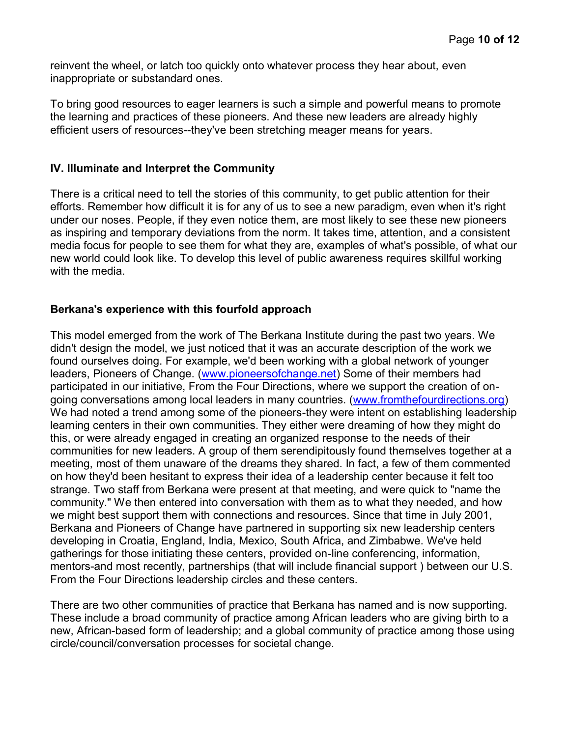reinvent the wheel, or latch too quickly onto whatever process they hear about, even inappropriate or substandard ones.

To bring good resources to eager learners is such a simple and powerful means to promote the learning and practices of these pioneers. And these new leaders are already highly efficient users of resources--they've been stretching meager means for years.

### IV. Illuminate and Interpret the Community

There is a critical need to tell the stories of this community, to get public attention for their efforts. Remember how difficult it is for any of us to see a new paradigm, even when it's right under our noses. People, if they even notice them, are most likely to see these new pioneers as inspiring and temporary deviations from the norm. It takes time, attention, and a consistent media focus for people to see them for what they are, examples of what's possible, of what our new world could look like. To develop this level of public awareness requires skillful working with the media.

### Berkana's experience with this fourfold approach

This model emerged from the work of The Berkana Institute during the past two years. We didn't design the model, we just noticed that it was an accurate description of the work we found ourselves doing. For example, we'd been working with a global network of younger leaders, Pioneers of Change. (www.pioneersofchange.net) Some of their members had participated in our initiative, From the Four Directions, where we support the creation of on-going conversations among local leaders in many countries. (www.fromthefourdirections.org) We had noted a trend among some of the pioneers-they were intent on establishing leadership learning centers in their own communities. They either were dreaming of how they might do this, or were already engaged in creating an organized response to the needs of their communities for new leaders. A group of them serendipitously found themselves together at a meeting, most of them unaware of the dreams they shared. In fact, a few of them commented on how they'd been hesitant to express their idea of a leadership center because it felt too strange. Two staff from Berkana were present at that meeting, and were quick to "name the community." We then entered into conversation with them as to what they needed, and how we might best support them with connections and resources. Since that time in July 2001, Berkana and Pioneers of Change have partnered in supporting six new leadership centers developing in Croatia, England, India, Mexico, South Africa, and Zimbabwe. We've held gatherings for those initiating these centers, provided on-line conferencing, information, mentors-and most recently, partnerships (that will include financial support ) between our U.S. From the Four Directions leadership circles and these centers.

There are two other communities of practice that Berkana has named and is now supporting. These include a broad community of practice among African leaders who are giving birth to a new, African-based form of leadership; and a global community of practice among those using circle/council/conversation processes for societal change.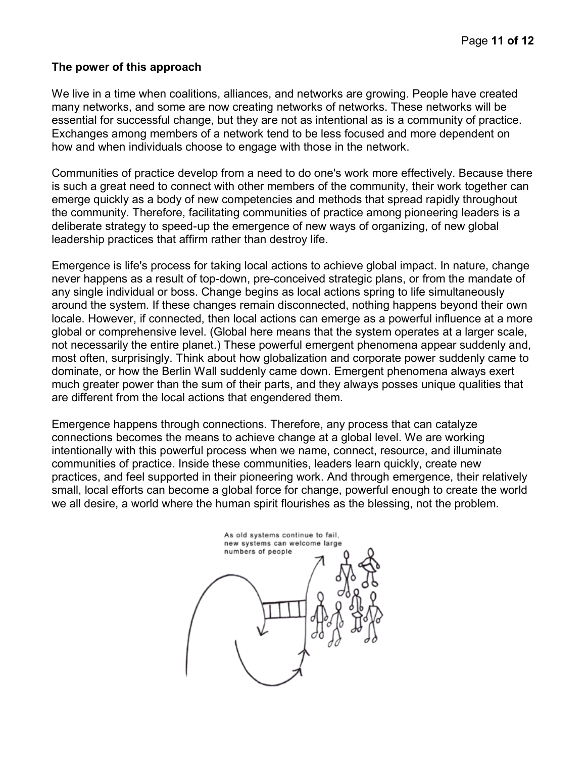### The power of this approach

We live in a time when coalitions, alliances, and networks are growing. People have created many networks, and some are now creating networks of networks. These networks will be essential for successful change, but they are not as intentional as is a community of practice. Exchanges among members of a network tend to be less focused and more dependent on how and when individuals choose to engage with those in the network.

Communities of practice develop from a need to do one's work more effectively. Because there is such a great need to connect with other members of the community, their work together can emerge quickly as a body of new competencies and methods that spread rapidly throughout the community. Therefore, facilitating communities of practice among pioneering leaders is a deliberate strategy to speed-up the emergence of new ways of organizing, of new global leadership practices that affirm rather than destroy life.

Emergence is life's process for taking local actions to achieve global impact. In nature, change never happens as a result of top-down, pre-conceived strategic plans, or from the mandate of any single individual or boss. Change begins as local actions spring to life simultaneously around the system. If these changes remain disconnected, nothing happens beyond their own locale. However, if connected, then local actions can emerge as a powerful influence at a more global or comprehensive level. (Global here means that the system operates at a larger scale, not necessarily the entire planet.) These powerful emergent phenomena appear suddenly and, most often, surprisingly. Think about how globalization and corporate power suddenly came to dominate, or how the Berlin Wall suddenly came down. Emergent phenomena always exert much greater power than the sum of their parts, and they always posses unique qualities that are different from the local actions that engendered them.

Emergence happens through connections. Therefore, any process that can catalyze connections becomes the means to achieve change at a global level. We are working intentionally with this powerful process when we name, connect, resource, and illuminate communities of practice. Inside these communities, leaders learn quickly, create new practices, and feel supported in their pioneering work. And through emergence, their relatively small, local efforts can become a global force for change, powerful enough to create the world we all desire, a world where the human spirit flourishes as the blessing, not the problem.

As old systems continue to fail, new systems can welcome large numbers of people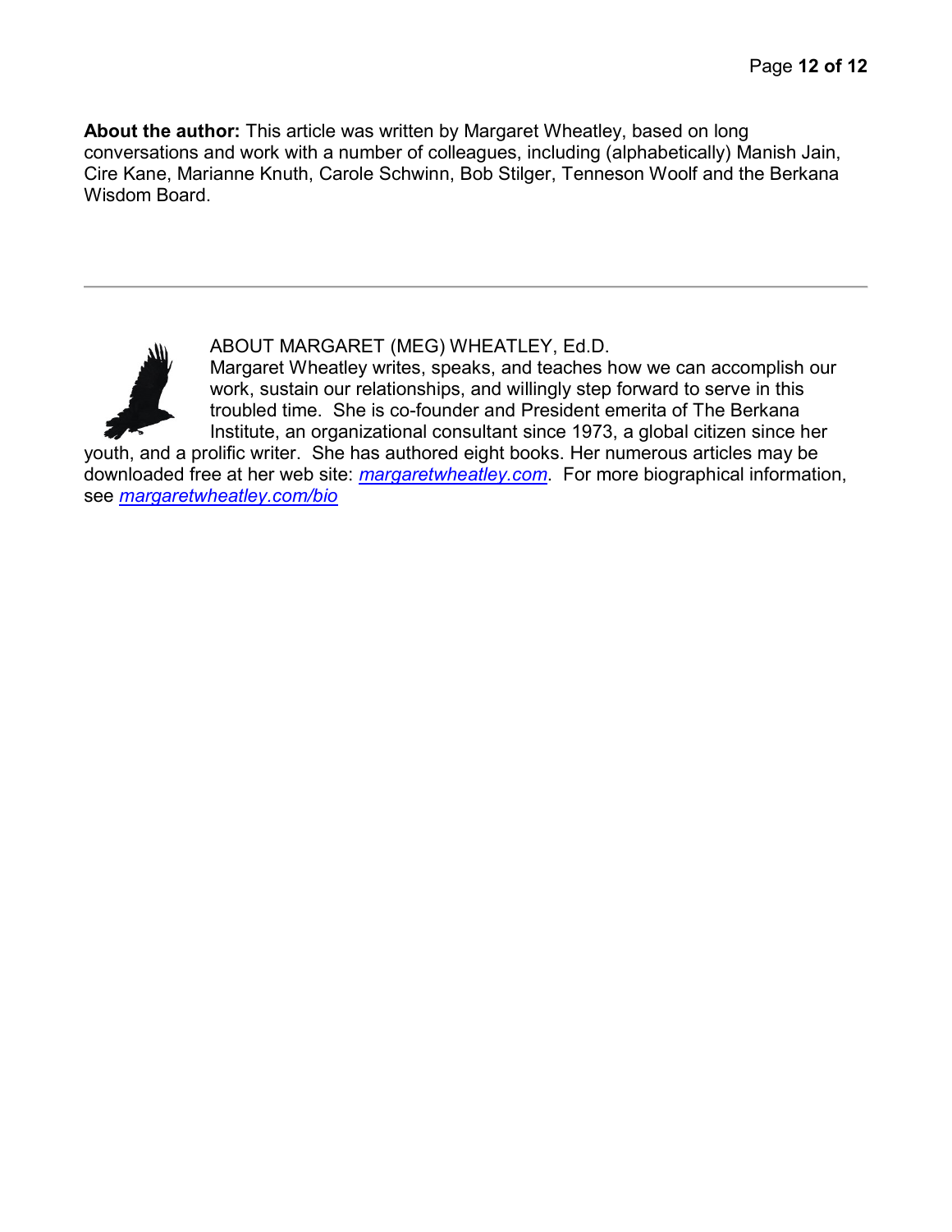**About the author:** This article was written by Margaret Wheatley, based on long conversations and work with a number of colleagues, including (alphabetically) Manish Jain, Cire Kane, Marianne Knuth, Carole Schwinn, Bob Stilger, Tenneson Woolf and the Berkana Wisdom Board.

---

ABOUT MARGARET (MEG) WHEATLEY, Ed.D.

Margaret Wheatley writes, speaks, and teaches how we can accomplish our work, sustain our relationships, and willingly step forward to serve in this troubled time. She is co-founder and President emerita of The Berkana Institute, an organizational consultant since 1973, a global citizen since her youth, and a prolific writer. She has authored eight books. Her numerous articles may be downloaded free at her web site: *margaretwheatley.com*. For more biographical information, see *margaretwheatley.com/bio*